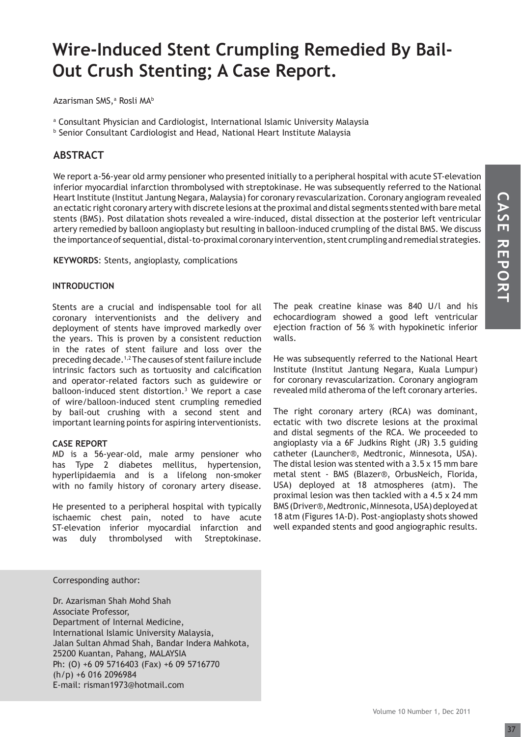# Wire-Induced Stent Crumpling Remedied By Bail-Out Crush Stenting; A Case Report.

Azarisman SMS,[a] Rosli MA[b]

[a] Consultant Physician and Cardiologist, International Islamic University Malaysia
[b] Senior Consultant Cardiologist and Head, National Heart Institute Malaysia

## ABSTRACT

We report a-56-year old army pensioner who presented initially to a peripheral hospital with acute ST-elevation inferior myocardial infarction thrombolysed with streptokinase. He was subsequently referred to the National Heart Institute (Institut Jantung Negara, Malaysia) for coronary revascularization. Coronary angiogram revealed an ectatic right coronary artery with discrete lesions at the proximal and distal segments stented with bare metal stents (BMS). Post dilatation shots revealed a wire-induced, distal dissection at the posterior left ventricular artery remedied by balloon angioplasty but resulting in balloon-induced crumpling of the distal BMS. We discuss the importance of sequential, distal-to-proximal coronary intervention, stent crumpling and remedial strategies.

**KEYWORDS**: Stents, angioplasty, complications

### INTRODUCTION

Stents are a crucial and indispensable tool for all coronary interventionists and the delivery and deployment of stents have improved markedly over the years. This is proven by a consistent reduction in the rates of stent failure and loss over the preceding decade.[1,2] The causes of stent failure include intrinsic factors such as tortuosity and calcification and operator-related factors such as guidewire or balloon-induced stent distortion.[3] We report a case of wire/balloon-induced stent crumpling remedied by bail-out crushing with a second stent and important learning points for aspiring interventionists.

### CASE REPORT

MD is a 56-year-old, male army pensioner who has Type 2 diabetes mellitus, hypertension, hyperlipidaemia and is a lifelong non-smoker with no family history of coronary artery disease.

He presented to a peripheral hospital with typically ischaemic chest pain, noted to have acute ST-elevation inferior myocardial infarction and was duly thrombolysed with Streptokinase. The peak creatine kinase was 840 U/l and his echocardiogram showed a good left ventricular ejection fraction of 56 % with hypokinetic inferior walls.

He was subsequently referred to the National Heart Institute (Institut Jantung Negara, Kuala Lumpur) for coronary revascularization. Coronary angiogram revealed mild atheroma of the left coronary arteries.

The right coronary artery (RCA) was dominant, ectatic with two discrete lesions at the proximal and distal segments of the RCA. We proceeded to angioplasty via a 6F Judkins Right (JR) 3.5 guiding catheter (Launcher®, Medtronic, Minnesota, USA). The distal lesion was stented with a 3.5 x 15 mm bare metal stent - BMS (Blazer®, OrbusNeich, Florida, USA) deployed at 18 atmospheres (atm). The proximal lesion was then tackled with a 4.5 x 24 mm BMS (Driver®, Medtronic, Minnesota, USA) deployed at 18 atm (Figures 1A-D). Post-angioplasty shots showed well expanded stents and good angiographic results.

Corresponding author:

Dr. Azarisman Shah Mohd Shah
Associate Professor,
Department of Internal Medicine,
International Islamic University Malaysia,
Jalan Sultan Ahmad Shah, Bandar Indera Mahkota,
25200 Kuantan, Pahang, MALAYSIA
Ph: (O) +6 09 5716403 (Fax) +6 09 5716770
(h/p) +6 016 2096984
E-mail: risman1973@hotmail.com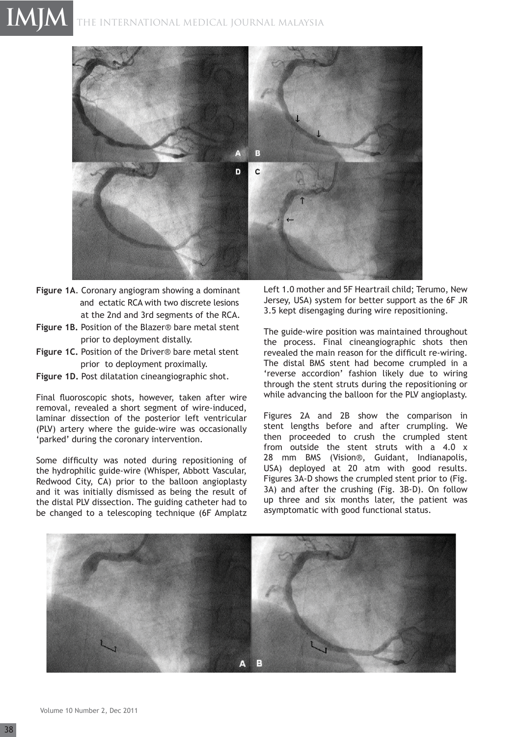**Figure 1A**. Coronary angiogram showing a dominant and ectatic RCA with two discrete lesions at the 2nd and 3rd segments of the RCA.

**Figure 1B.** Position of the Blazer® bare metal stent prior to deployment distally.

**Figure 1C.** Position of the Driver® bare metal stent prior to deployment proximally.

**Figure 1D.** Post dilatation cineangiographic shot.

Final fluoroscopic shots, however, taken after wire removal, revealed a short segment of wire-induced, laminar dissection of the posterior left ventricular (PLV) artery where the guide-wire was occasionally 'parked' during the coronary intervention.

Some difficulty was noted during repositioning of the hydrophilic guide-wire (Whisper, Abbott Vascular, Redwood City, CA) prior to the balloon angioplasty and it was initially dismissed as being the result of the distal PLV dissection. The guiding catheter had to be changed to a telescoping technique (6F Amplatz Left 1.0 mother and 5F Heartrail child; Terumo, New Jersey, USA) system for better support as the 6F JR 3.5 kept disengaging during wire repositioning.

The guide-wire position was maintained throughout the process. Final cineangiographic shots then revealed the main reason for the difficult re-wiring. The distal BMS stent had become crumpled in a 'reverse accordion' fashion likely due to wiring through the stent struts during the repositioning or while advancing the balloon for the PLV angioplasty.

Figures 2A and 2B show the comparison in stent lengths before and after crumpling. We then proceeded to crush the crumpled stent from outside the stent struts with a 4.0 x 28 mm BMS (Vision®, Guidant, Indianapolis, USA) deployed at 20 atm with good results. Figures 3A-D shows the crumpled stent prior to (Fig. 3A) and after the crushing (Fig. 3B-D). On follow up three and six months later, the patient was asymptomatic with good functional status.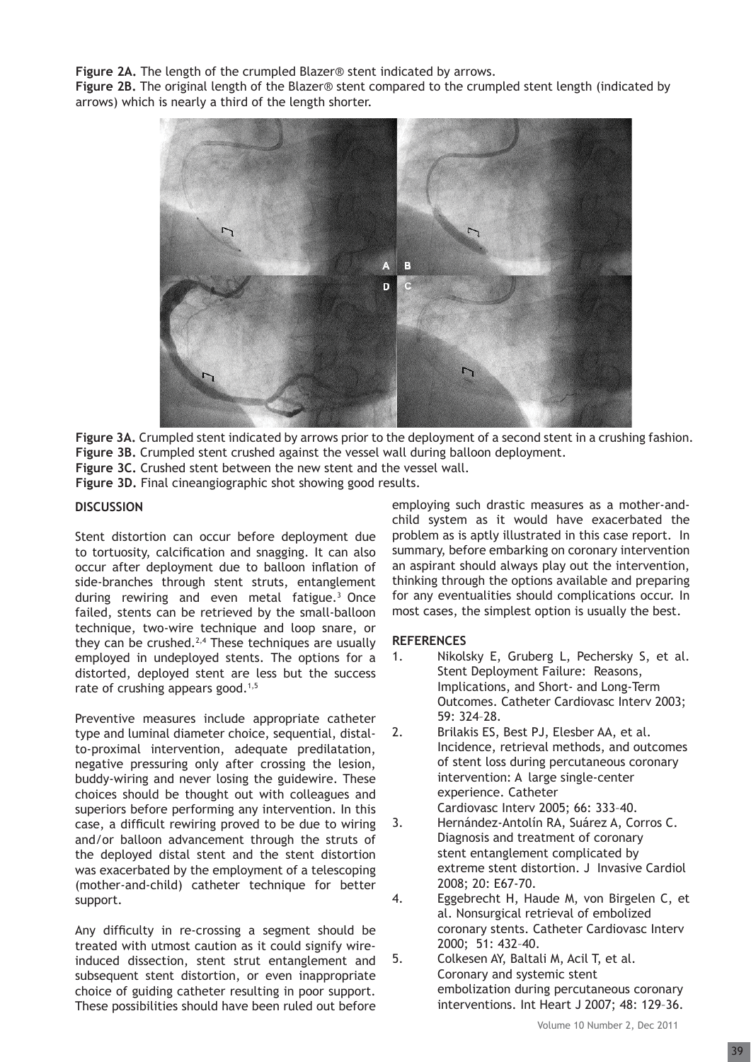**Figure 2A.** The length of the crumpled Blazer® stent indicated by arrows.
**Figure 2B.** The original length of the Blazer® stent compared to the crumpled stent length (indicated by arrows) which is nearly a third of the length shorter.

**Figure 3A.** Crumpled stent indicated by arrows prior to the deployment of a second stent in a crushing fashion.
**Figure 3B.** Crumpled stent crushed against the vessel wall during balloon deployment.
**Figure 3C.** Crushed stent between the new stent and the vessel wall.
**Figure 3D.** Final cineangiographic shot showing good results.

## DISCUSSION

Stent distortion can occur before deployment due to tortuosity, calcification and snagging. It can also occur after deployment due to balloon inflation of side-branches through stent struts, entanglement during rewiring and even metal fatigue.[3] Once failed, stents can be retrieved by the small-balloon technique, two-wire technique and loop snare, or they can be crushed.[2,4] These techniques are usually employed in undeployed stents. The options for a distorted, deployed stent are less but the success rate of crushing appears good.[1,5]

Preventive measures include appropriate catheter type and luminal diameter choice, sequential, distal-to-proximal intervention, adequate predilatation, negative pressuring only after crossing the lesion, buddy-wiring and never losing the guidewire. These choices should be thought out with colleagues and superiors before performing any intervention. In this case, a difficult rewiring proved to be due to wiring and/or balloon advancement through the struts of the deployed distal stent and the stent distortion was exacerbated by the employment of a telescoping (mother-and-child) catheter technique for better support.

Any difficulty in re-crossing a segment should be treated with utmost caution as it could signify wire-induced dissection, stent strut entanglement and subsequent stent distortion, or even inappropriate choice of guiding catheter resulting in poor support. These possibilities should have been ruled out before employing such drastic measures as a mother-and-child system as it would have exacerbated the problem as is aptly illustrated in this case report. In summary, before embarking on coronary intervention an aspirant should always play out the intervention, thinking through the options available and preparing for any eventualities should complications occur. In most cases, the simplest option is usually the best.

## REFERENCES

1. Nikolsky E, Gruberg L, Pechersky S, et al. Stent Deployment Failure: Reasons, Implications, and Short- and Long-Term Outcomes. Catheter Cardiovasc Interv 2003; 59: 324–28.
2. Brilakis ES, Best PJ, Elesber AA, et al. Incidence, retrieval methods, and outcomes of stent loss during percutaneous coronary intervention: A large single-center experience. Catheter Cardiovasc Interv 2005; 66: 333–40.
3. Hernández-Antolín RA, Suárez A, Corros C. Diagnosis and treatment of coronary stent entanglement complicated by extreme stent distortion. J Invasive Cardiol 2008; 20: E67-70.
4. Eggebrecht H, Haude M, von Birgelen C, et al. Nonsurgical retrieval of embolized coronary stents. Catheter Cardiovasc Interv 2000; 51: 432–40.
5. Colkesen AY, Baltali M, Acil T, et al. Coronary and systemic stent embolization during percutaneous coronary interventions. Int Heart J 2007; 48: 129–36.